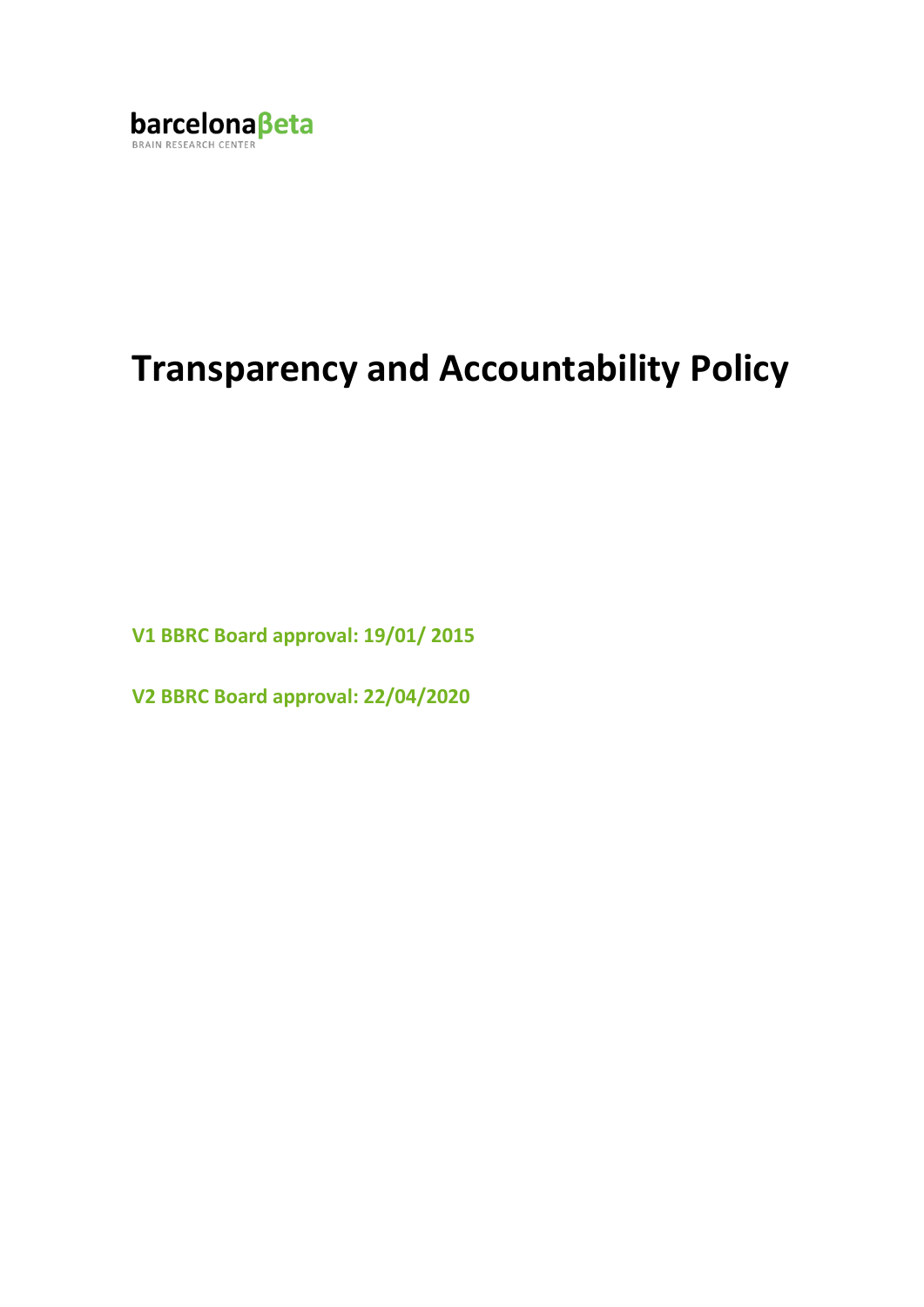barcelonaβeta
BRAIN RESEARCH CENTER

# Transparency and Accountability Policy

**V1 BBRC Board approval: 19/01/ 2015**

**V2 BBRC Board approval: 22/04/2020**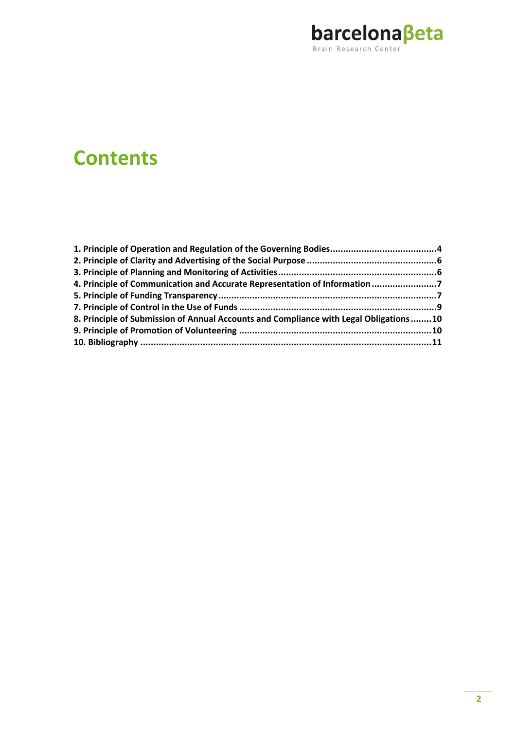# Contents

1. Principle of Operation and Regulation of the Governing Bodies........................................4
2. Principle of Clarity and Advertising of the Social Purpose .................................................6
3. Principle of Planning and Monitoring of Activities............................................................6
4. Principle of Communication and Accurate Representation of Information .........................7
5. Principle of Funding Transparency...................................................................................7
7. Principle of Control in the Use of Funds ..........................................................................9
8. Principle of Submission of Annual Accounts and Compliance with Legal Obligations ........10
9. Principle of Promotion of Volunteering .........................................................................10
10. Bibliography ..............................................................................................................11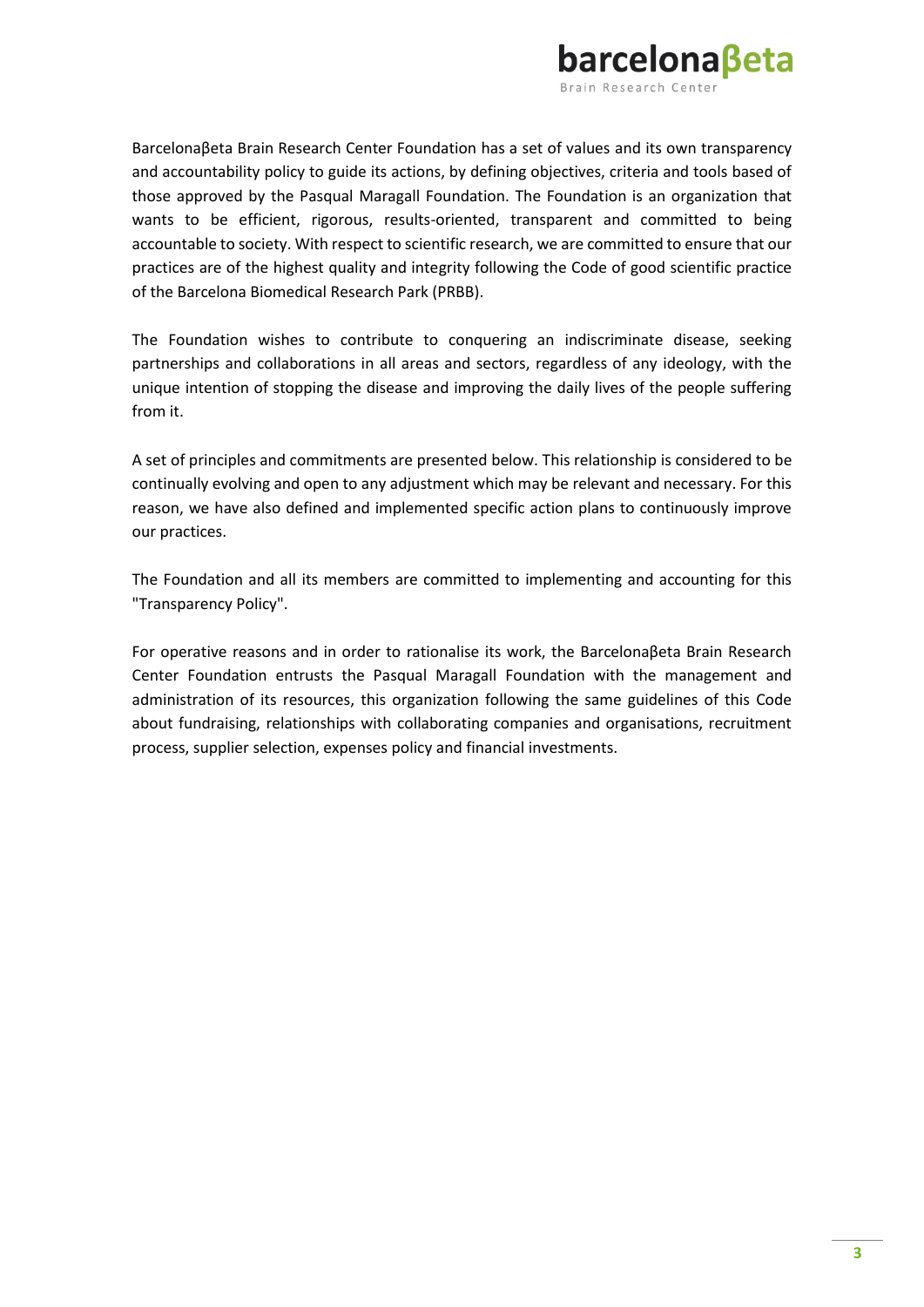Barcelonaβeta Brain Research Center Foundation has a set of values and its own transparency and accountability policy to guide its actions, by defining objectives, criteria and tools based of those approved by the Pasqual Maragall Foundation. The Foundation is an organization that wants to be efficient, rigorous, results-oriented, transparent and committed to being accountable to society. With respect to scientific research, we are committed to ensure that our practices are of the highest quality and integrity following the Code of good scientific practice of the Barcelona Biomedical Research Park (PRBB).

The Foundation wishes to contribute to conquering an indiscriminate disease, seeking partnerships and collaborations in all areas and sectors, regardless of any ideology, with the unique intention of stopping the disease and improving the daily lives of the people suffering from it.

A set of principles and commitments are presented below. This relationship is considered to be continually evolving and open to any adjustment which may be relevant and necessary. For this reason, we have also defined and implemented specific action plans to continuously improve our practices.

The Foundation and all its members are committed to implementing and accounting for this "Transparency Policy".

For operative reasons and in order to rationalise its work, the Barcelonaβeta Brain Research Center Foundation entrusts the Pasqual Maragall Foundation with the management and administration of its resources, this organization following the same guidelines of this Code about fundraising, relationships with collaborating companies and organisations, recruitment process, supplier selection, expenses policy and financial investments.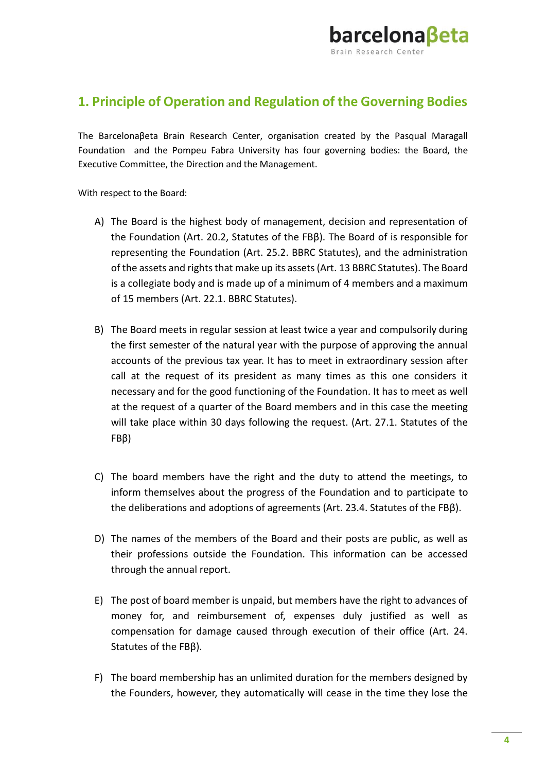## 1. Principle of Operation and Regulation of the Governing Bodies

The Barcelonaβeta Brain Research Center, organisation created by the Pasqual Maragall Foundation and the Pompeu Fabra University has four governing bodies: the Board, the Executive Committee, the Direction and the Management.

With respect to the Board:

A) The Board is the highest body of management, decision and representation of the Foundation (Art. 20.2, Statutes of the FBβ). The Board of is responsible for representing the Foundation (Art. 25.2. BBRC Statutes), and the administration of the assets and rights that make up its assets (Art. 13 BBRC Statutes). The Board is a collegiate body and is made up of a minimum of 4 members and a maximum of 15 members (Art. 22.1. BBRC Statutes).

B) The Board meets in regular session at least twice a year and compulsorily during the first semester of the natural year with the purpose of approving the annual accounts of the previous tax year. It has to meet in extraordinary session after call at the request of its president as many times as this one considers it necessary and for the good functioning of the Foundation. It has to meet as well at the request of a quarter of the Board members and in this case the meeting will take place within 30 days following the request. (Art. 27.1. Statutes of the FBβ)

C) The board members have the right and the duty to attend the meetings, to inform themselves about the progress of the Foundation and to participate to the deliberations and adoptions of agreements (Art. 23.4. Statutes of the FBβ).

D) The names of the members of the Board and their posts are public, as well as their professions outside the Foundation. This information can be accessed through the annual report.

E) The post of board member is unpaid, but members have the right to advances of money for, and reimbursement of, expenses duly justified as well as compensation for damage caused through execution of their office (Art. 24. Statutes of the FBβ).

F) The board membership has an unlimited duration for the members designed by the Founders, however, they automatically will cease in the time they lose the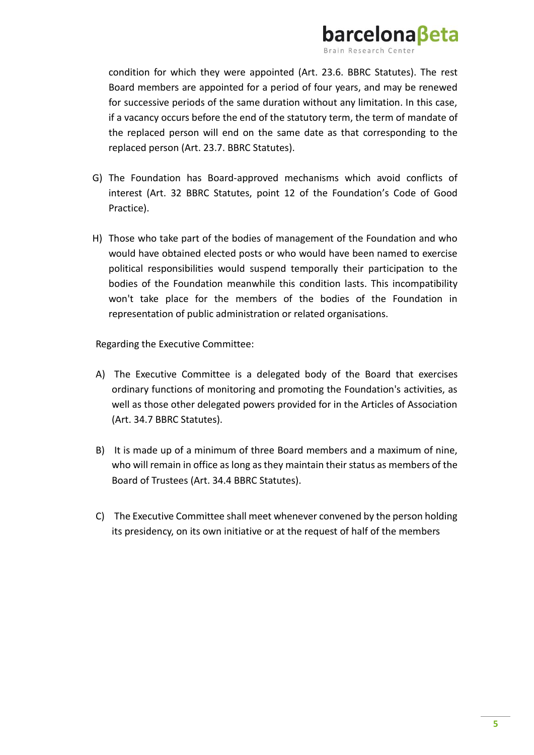condition for which they were appointed (Art. 23.6. BBRC Statutes). The rest Board members are appointed for a period of four years, and may be renewed for successive periods of the same duration without any limitation. In this case, if a vacancy occurs before the end of the statutory term, the term of mandate of the replaced person will end on the same date as that corresponding to the replaced person (Art. 23.7. BBRC Statutes).

G) The Foundation has Board-approved mechanisms which avoid conflicts of interest (Art. 32 BBRC Statutes, point 12 of the Foundation's Code of Good Practice).

H) Those who take part of the bodies of management of the Foundation and who would have obtained elected posts or who would have been named to exercise political responsibilities would suspend temporally their participation to the bodies of the Foundation meanwhile this condition lasts. This incompatibility won't take place for the members of the bodies of the Foundation in representation of public administration or related organisations.

Regarding the Executive Committee:

A) The Executive Committee is a delegated body of the Board that exercises ordinary functions of monitoring and promoting the Foundation's activities, as well as those other delegated powers provided for in the Articles of Association (Art. 34.7 BBRC Statutes).

B) It is made up of a minimum of three Board members and a maximum of nine, who will remain in office as long as they maintain their status as members of the Board of Trustees (Art. 34.4 BBRC Statutes).

C) The Executive Committee shall meet whenever convened by the person holding its presidency, on its own initiative or at the request of half of the members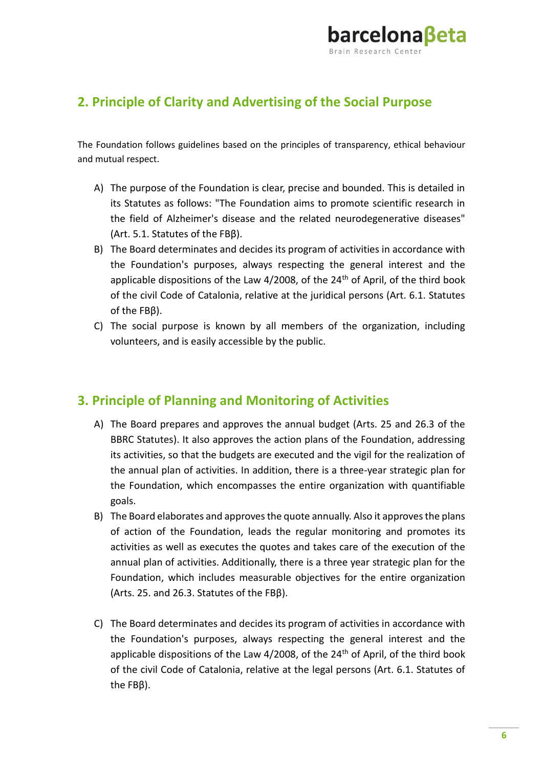## 2. Principle of Clarity and Advertising of the Social Purpose

The Foundation follows guidelines based on the principles of transparency, ethical behaviour and mutual respect.

A) The purpose of the Foundation is clear, precise and bounded. This is detailed in its Statutes as follows: "The Foundation aims to promote scientific research in the field of Alzheimer's disease and the related neurodegenerative diseases" (Art. 5.1. Statutes of the FBβ).

B) The Board determinates and decides its program of activities in accordance with the Foundation's purposes, always respecting the general interest and the applicable dispositions of the Law 4/2008, of the 24th of April, of the third book of the civil Code of Catalonia, relative at the juridical persons (Art. 6.1. Statutes of the FBβ).

C) The social purpose is known by all members of the organization, including volunteers, and is easily accessible by the public.

## 3. Principle of Planning and Monitoring of Activities

A) The Board prepares and approves the annual budget (Arts. 25 and 26.3 of the BBRC Statutes). It also approves the action plans of the Foundation, addressing its activities, so that the budgets are executed and the vigil for the realization of the annual plan of activities. In addition, there is a three-year strategic plan for the Foundation, which encompasses the entire organization with quantifiable goals.

B) The Board elaborates and approves the quote annually. Also it approves the plans of action of the Foundation, leads the regular monitoring and promotes its activities as well as executes the quotes and takes care of the execution of the annual plan of activities. Additionally, there is a three year strategic plan for the Foundation, which includes measurable objectives for the entire organization (Arts. 25. and 26.3. Statutes of the FBβ).

C) The Board determinates and decides its program of activities in accordance with the Foundation's purposes, always respecting the general interest and the applicable dispositions of the Law 4/2008, of the 24th of April, of the third book of the civil Code of Catalonia, relative at the legal persons (Art. 6.1. Statutes of the FBβ).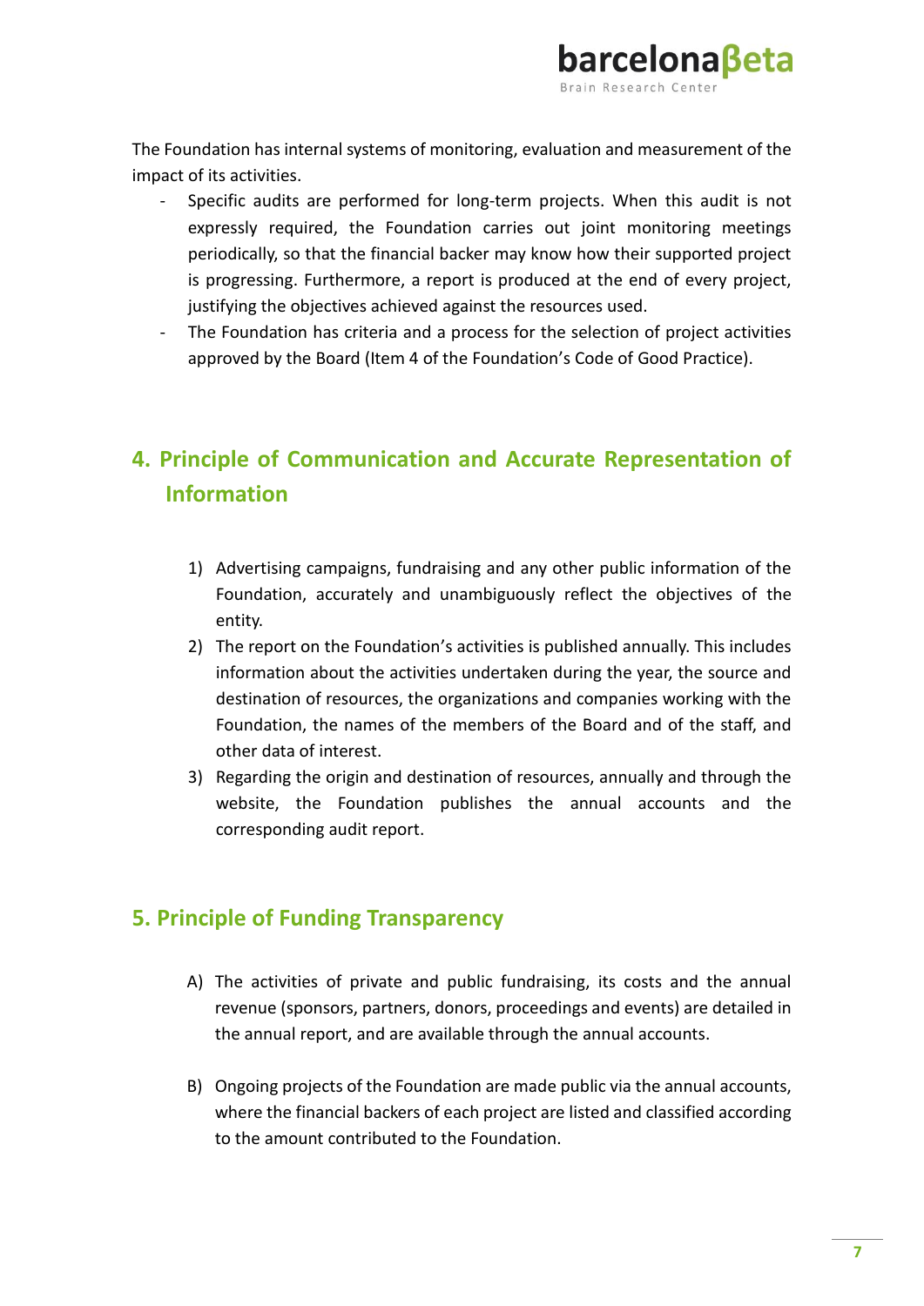The Foundation has internal systems of monitoring, evaluation and measurement of the impact of its activities.

- Specific audits are performed for long-term projects. When this audit is not expressly required, the Foundation carries out joint monitoring meetings periodically, so that the financial backer may know how their supported project is progressing. Furthermore, a report is produced at the end of every project, justifying the objectives achieved against the resources used.
- The Foundation has criteria and a process for the selection of project activities approved by the Board (Item 4 of the Foundation's Code of Good Practice).

## 4. Principle of Communication and Accurate Representation of Information

1) Advertising campaigns, fundraising and any other public information of the Foundation, accurately and unambiguously reflect the objectives of the entity.
2) The report on the Foundation's activities is published annually. This includes information about the activities undertaken during the year, the source and destination of resources, the organizations and companies working with the Foundation, the names of the members of the Board and of the staff, and other data of interest.
3) Regarding the origin and destination of resources, annually and through the website, the Foundation publishes the annual accounts and the corresponding audit report.

## 5. Principle of Funding Transparency

A) The activities of private and public fundraising, its costs and the annual revenue (sponsors, partners, donors, proceedings and events) are detailed in the annual report, and are available through the annual accounts.

B) Ongoing projects of the Foundation are made public via the annual accounts, where the financial backers of each project are listed and classified according to the amount contributed to the Foundation.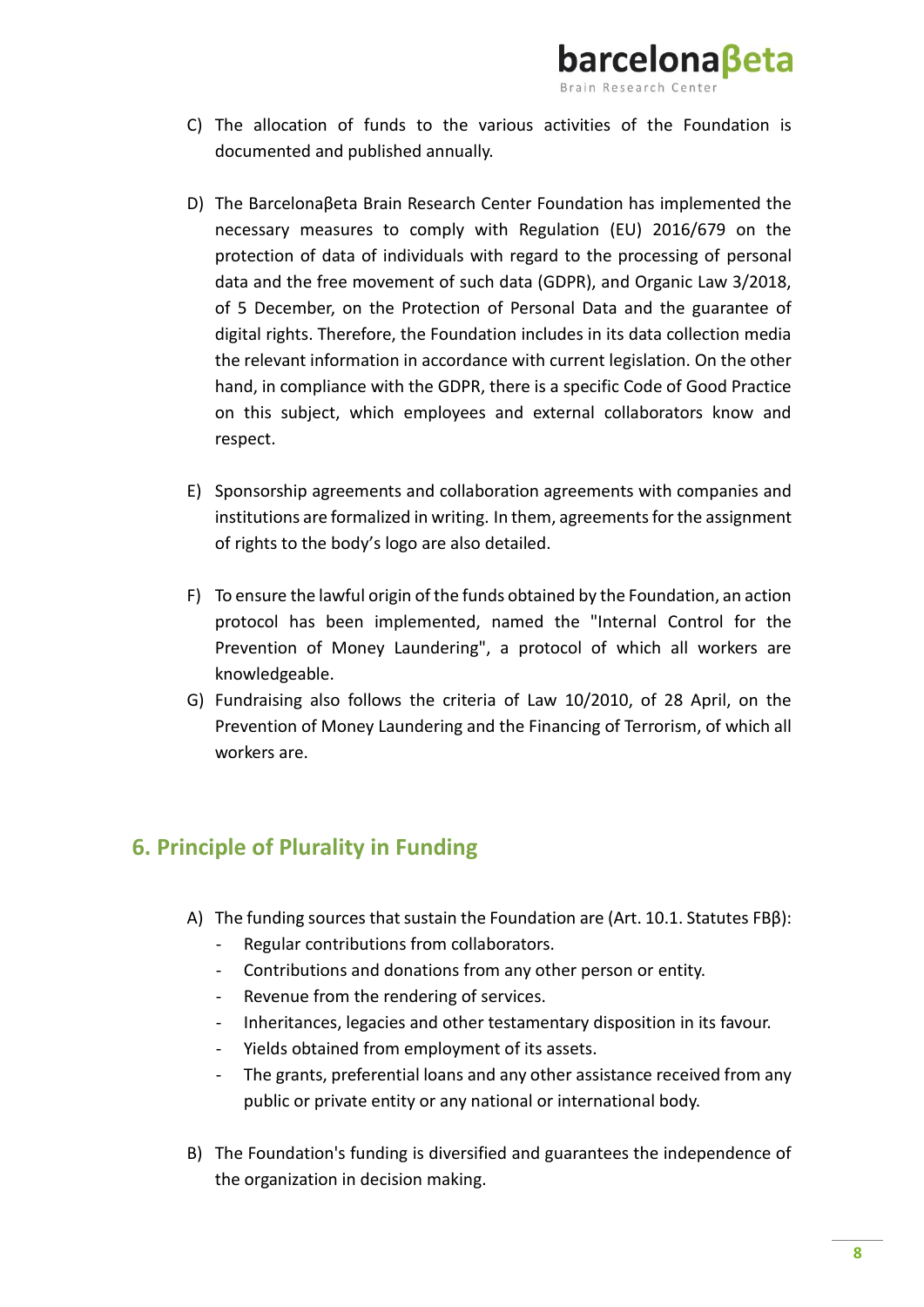C) The allocation of funds to the various activities of the Foundation is documented and published annually.

D) The Barcelonaβeta Brain Research Center Foundation has implemented the necessary measures to comply with Regulation (EU) 2016/679 on the protection of data of individuals with regard to the processing of personal data and the free movement of such data (GDPR), and Organic Law 3/2018, of 5 December, on the Protection of Personal Data and the guarantee of digital rights. Therefore, the Foundation includes in its data collection media the relevant information in accordance with current legislation. On the other hand, in compliance with the GDPR, there is a specific Code of Good Practice on this subject, which employees and external collaborators know and respect.

E) Sponsorship agreements and collaboration agreements with companies and institutions are formalized in writing. In them, agreements for the assignment of rights to the body's logo are also detailed.

F) To ensure the lawful origin of the funds obtained by the Foundation, an action protocol has been implemented, named the "Internal Control for the Prevention of Money Laundering", a protocol of which all workers are knowledgeable.

G) Fundraising also follows the criteria of Law 10/2010, of 28 April, on the Prevention of Money Laundering and the Financing of Terrorism, of which all workers are.

## 6. Principle of Plurality in Funding

A) The funding sources that sustain the Foundation are (Art. 10.1. Statutes FBβ):
   - Regular contributions from collaborators.
   - Contributions and donations from any other person or entity.
   - Revenue from the rendering of services.
   - Inheritances, legacies and other testamentary disposition in its favour.
   - Yields obtained from employment of its assets.
   - The grants, preferential loans and any other assistance received from any public or private entity or any national or international body.

B) The Foundation's funding is diversified and guarantees the independence of the organization in decision making.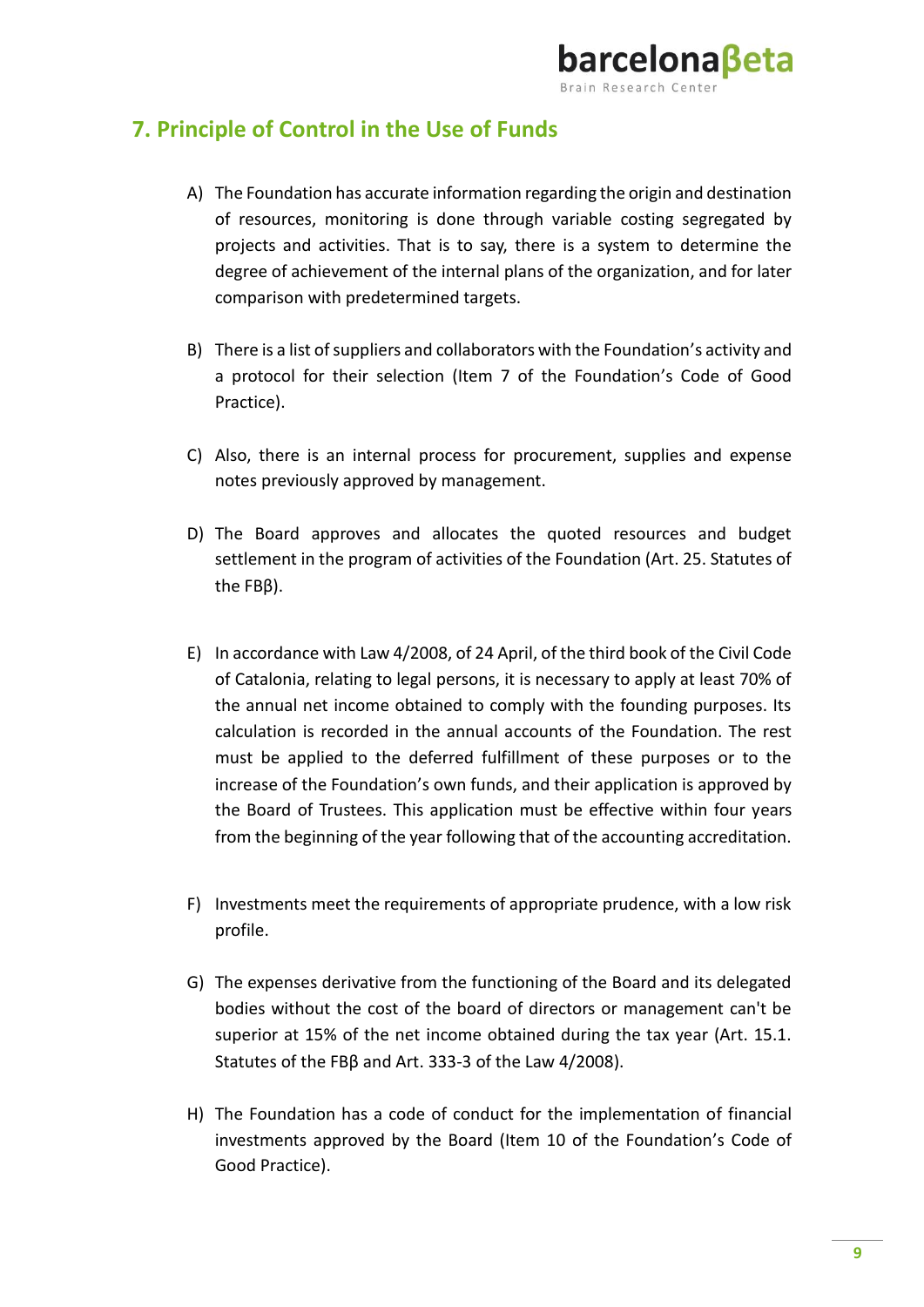## 7. Principle of Control in the Use of Funds

A) The Foundation has accurate information regarding the origin and destination of resources, monitoring is done through variable costing segregated by projects and activities. That is to say, there is a system to determine the degree of achievement of the internal plans of the organization, and for later comparison with predetermined targets.

B) There is a list of suppliers and collaborators with the Foundation's activity and a protocol for their selection (Item 7 of the Foundation's Code of Good Practice).

C) Also, there is an internal process for procurement, supplies and expense notes previously approved by management.

D) The Board approves and allocates the quoted resources and budget settlement in the program of activities of the Foundation (Art. 25. Statutes of the FBβ).

E) In accordance with Law 4/2008, of 24 April, of the third book of the Civil Code of Catalonia, relating to legal persons, it is necessary to apply at least 70% of the annual net income obtained to comply with the founding purposes. Its calculation is recorded in the annual accounts of the Foundation. The rest must be applied to the deferred fulfillment of these purposes or to the increase of the Foundation's own funds, and their application is approved by the Board of Trustees. This application must be effective within four years from the beginning of the year following that of the accounting accreditation.

F) Investments meet the requirements of appropriate prudence, with a low risk profile.

G) The expenses derivative from the functioning of the Board and its delegated bodies without the cost of the board of directors or management can't be superior at 15% of the net income obtained during the tax year (Art. 15.1. Statutes of the FBβ and Art. 333-3 of the Law 4/2008).

H) The Foundation has a code of conduct for the implementation of financial investments approved by the Board (Item 10 of the Foundation's Code of Good Practice).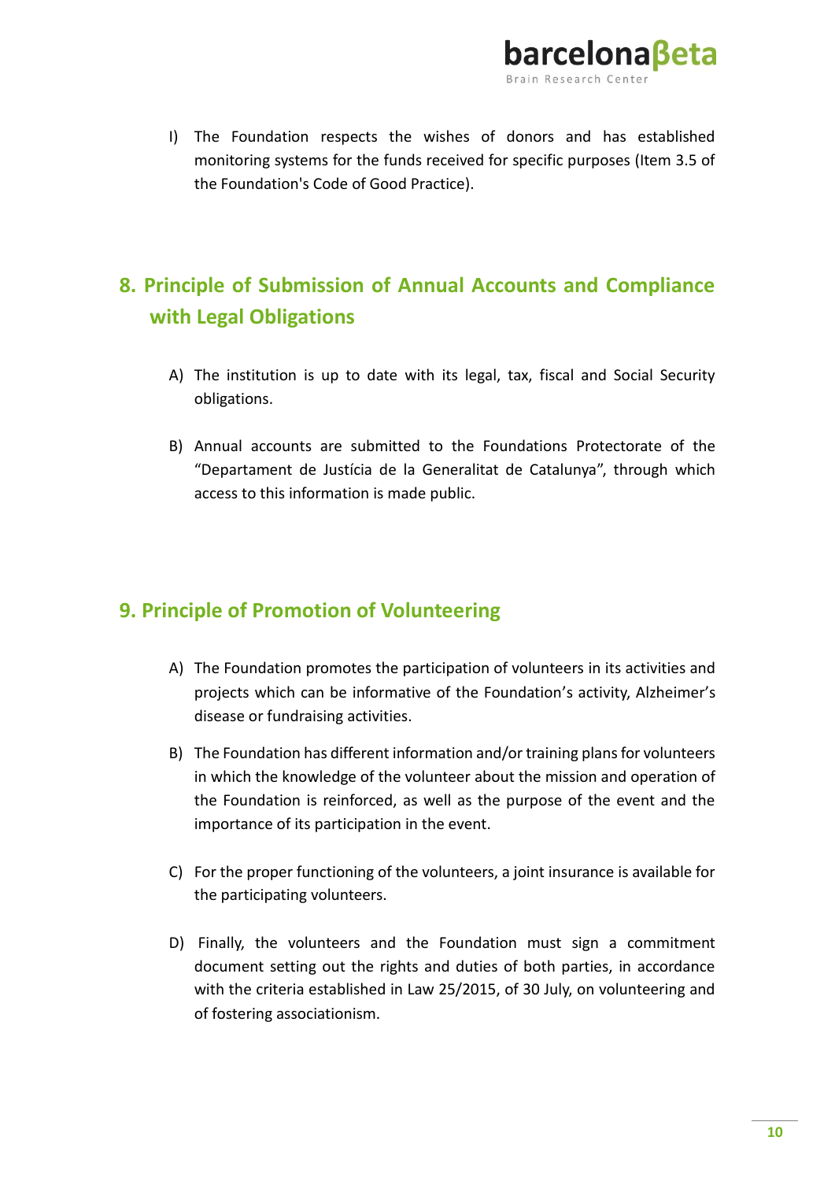I) The Foundation respects the wishes of donors and has established monitoring systems for the funds received for specific purposes (Item 3.5 of the Foundation's Code of Good Practice).

## 8. Principle of Submission of Annual Accounts and Compliance with Legal Obligations

A) The institution is up to date with its legal, tax, fiscal and Social Security obligations.

B) Annual accounts are submitted to the Foundations Protectorate of the "Departament de Justícia de la Generalitat de Catalunya", through which access to this information is made public.

## 9. Principle of Promotion of Volunteering

A) The Foundation promotes the participation of volunteers in its activities and projects which can be informative of the Foundation's activity, Alzheimer's disease or fundraising activities.

B) The Foundation has different information and/or training plans for volunteers in which the knowledge of the volunteer about the mission and operation of the Foundation is reinforced, as well as the purpose of the event and the importance of its participation in the event.

C) For the proper functioning of the volunteers, a joint insurance is available for the participating volunteers.

D) Finally, the volunteers and the Foundation must sign a commitment document setting out the rights and duties of both parties, in accordance with the criteria established in Law 25/2015, of 30 July, on volunteering and of fostering associationism.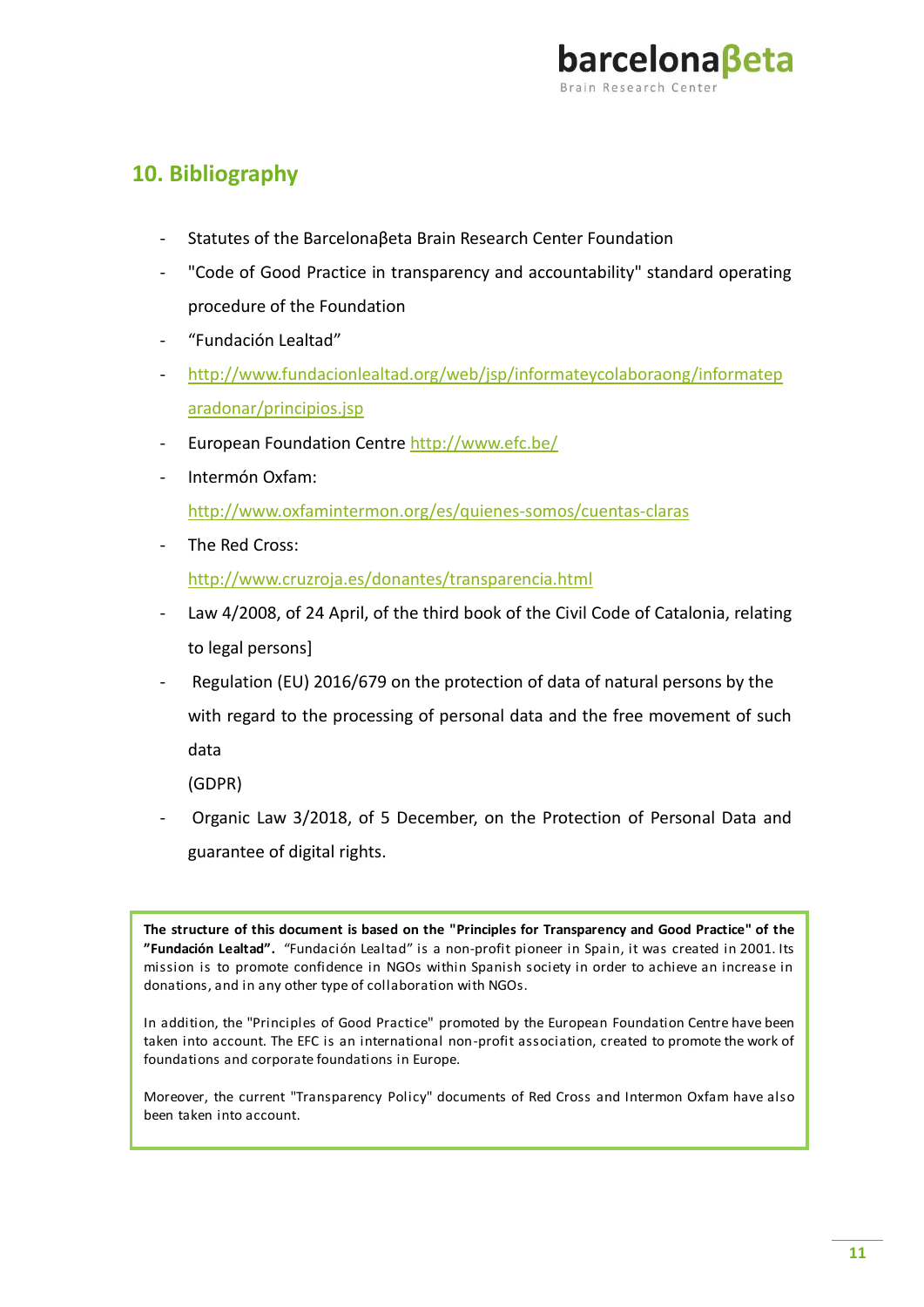## 10. Bibliography

- Statutes of the Barcelonaβeta Brain Research Center Foundation
- "Code of Good Practice in transparency and accountability" standard operating procedure of the Foundation
- "Fundación Lealtad"
- http://www.fundacionlealtad.org/web/jsp/informateycolaboraong/informateparadonar/principios.jsp
- European Foundation Centre http://www.efc.be/
- Intermón Oxfam:
  http://www.oxfamintermon.org/es/quienes-somos/cuentas-claras
- The Red Cross:
  http://www.cruzroja.es/donantes/transparencia.html
- Law 4/2008, of 24 April, of the third book of the Civil Code of Catalonia, relating to legal persons]
- Regulation (EU) 2016/679 on the protection of data of natural persons by the with regard to the processing of personal data and the free movement of such data
  (GDPR)
- Organic Law 3/2018, of 5 December, on the Protection of Personal Data and guarantee of digital rights.

**The structure of this document is based on the "Principles for Transparency and Good Practice" of the "Fundación Lealtad".** "Fundación Lealtad" is a non-profit pioneer in Spain, it was created in 2001. Its mission is to promote confidence in NGOs within Spanish society in order to achieve an increase in donations, and in any other type of collaboration with NGOs.

In addition, the "Principles of Good Practice" promoted by the European Foundation Centre have been taken into account. The EFC is an international non-profit association, created to promote the work of foundations and corporate foundations in Europe.

Moreover, the current "Transparency Policy" documents of Red Cross and Intermon Oxfam have also been taken into account.